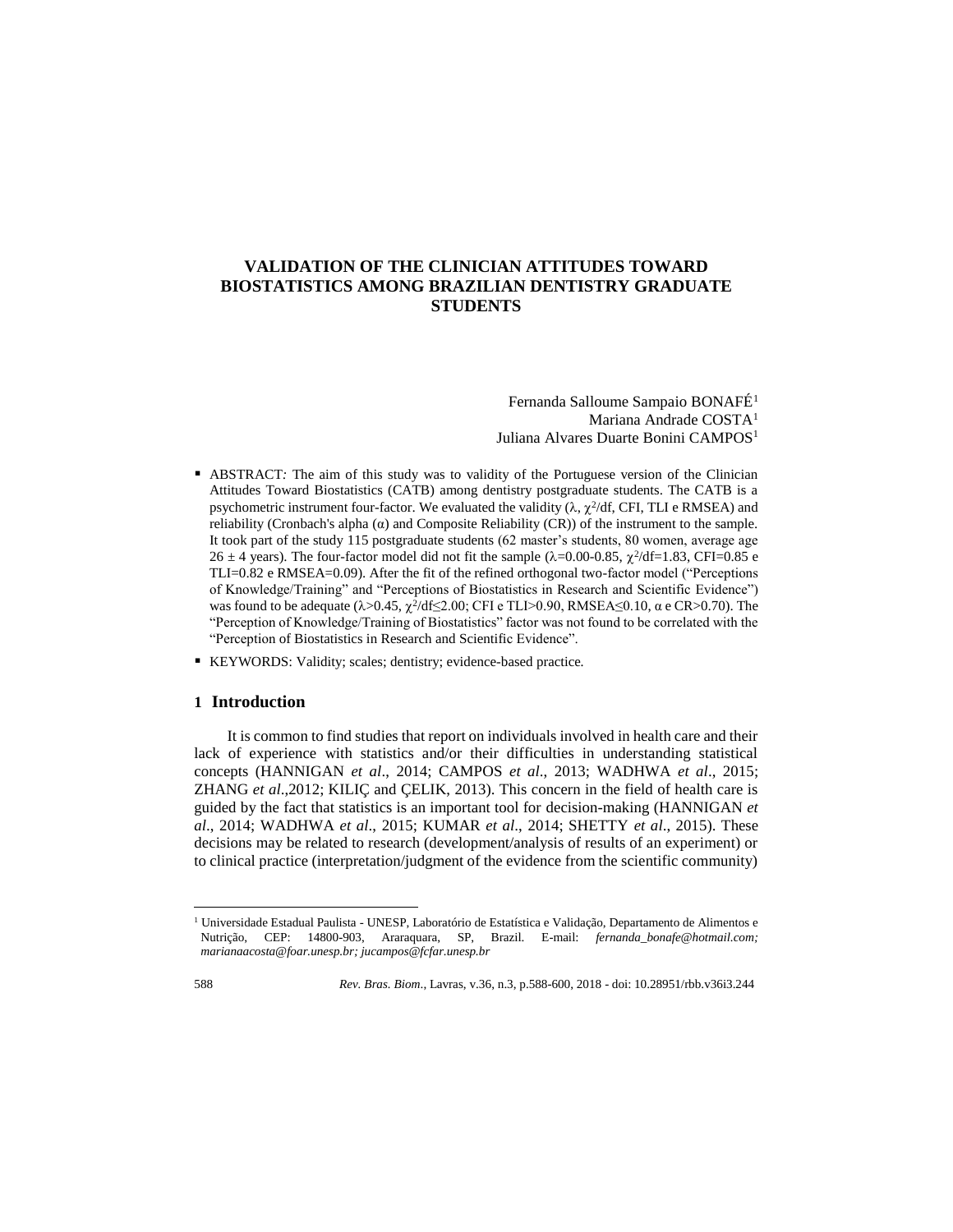# VALIDATION OF THE CLINICIAN ATTITUDES TOWARD BIOSTATISTICS AMONG BRAZILIAN DENTISTRY GRADUATE STUDENTS

Fernanda Salloume Sampaio BONAFÉ[1]
Mariana Andrade COSTA[1]
Juliana Alvares Duarte Bonini CAMPOS[1]

- ABSTRACT: The aim of this study was to validity of the Portuguese version of the Clinician Attitudes Toward Biostatistics (CATB) among dentistry postgraduate students. The CATB is a psychometric instrument four-factor. We evaluated the validity ($\lambda$, $\chi^2$/df, CFI, TLI e RMSEA) and reliability (Cronbach's alpha ($\alpha$) and Composite Reliability (CR)) of the instrument to the sample. It took part of the study 115 postgraduate students (62 master's students, 80 women, average age $26 \pm 4$ years). The four-factor model did not fit the sample ($\lambda$=0.00-0.85, $\chi^2$/df=1.83, CFI=0.85 e TLI=0.82 e RMSEA=0.09). After the fit of the refined orthogonal two-factor model ("Perceptions of Knowledge/Training" and "Perceptions of Biostatistics in Research and Scientific Evidence") was found to be adequate ($\lambda$>0.45, $\chi^2$/df≤2.00; CFI e TLI>0.90, RMSEA≤0.10, $\alpha$ e CR>0.70). The "Perception of Knowledge/Training of Biostatistics" factor was not found to be correlated with the "Perception of Biostatistics in Research and Scientific Evidence".
- KEYWORDS: Validity; scales; dentistry; evidence-based practice.

## 1 Introduction

It is common to find studies that report on individuals involved in health care and their lack of experience with statistics and/or their difficulties in understanding statistical concepts (HANNIGAN *et al*., 2014; CAMPOS *et al*., 2013; WADHWA *et al*., 2015; ZHANG *et al*.,2012; KILIÇ and ÇELIK, 2013). This concern in the field of health care is guided by the fact that statistics is an important tool for decision-making (HANNIGAN *et al*., 2014; WADHWA *et al*., 2015; KUMAR *et al*., 2014; SHETTY *et al*., 2015). These decisions may be related to research (development/analysis of results of an experiment) or to clinical practice (interpretation/judgment of the evidence from the scientific community)

[1] Universidade Estadual Paulista - UNESP, Laboratório de Estatística e Validação, Departamento de Alimentos e Nutrição, CEP: 14800-903, Araraquara, SP, Brazil. E-mail: *fernanda_bonafe@hotmail.com; marianaacosta@foar.unesp.br; jucampos@fcfar.unesp.br*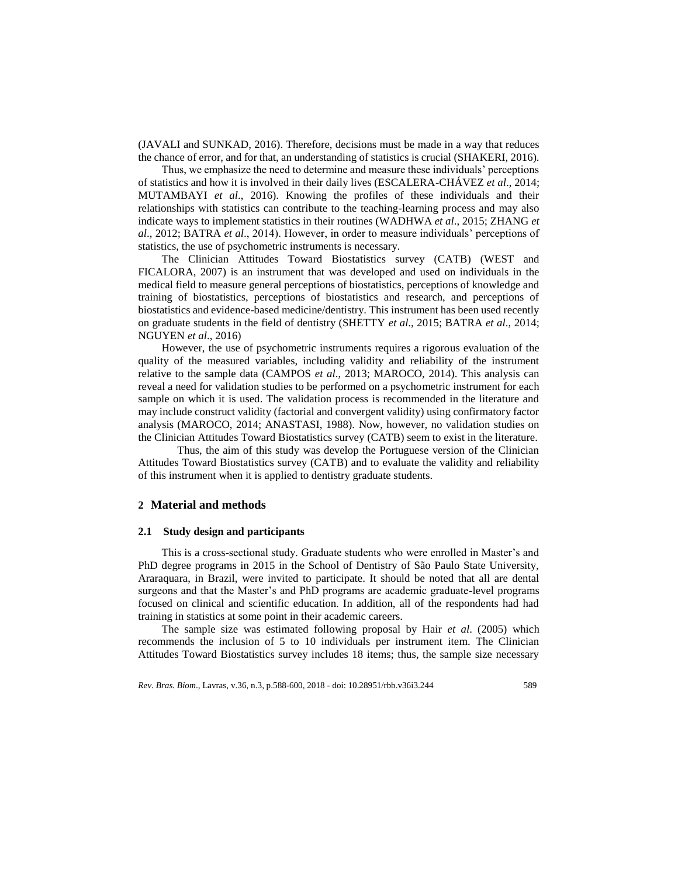(JAVALI and SUNKAD, 2016). Therefore, decisions must be made in a way that reduces the chance of error, and for that, an understanding of statistics is crucial (SHAKERI, 2016).

Thus, we emphasize the need to determine and measure these individuals' perceptions of statistics and how it is involved in their daily lives (ESCALERA-CHÁVEZ *et al*., 2014; MUTAMBAYI *et al*., 2016). Knowing the profiles of these individuals and their relationships with statistics can contribute to the teaching-learning process and may also indicate ways to implement statistics in their routines (WADHWA *et al*., 2015; ZHANG *et al*., 2012; BATRA *et al*., 2014). However, in order to measure individuals' perceptions of statistics, the use of psychometric instruments is necessary.

The Clinician Attitudes Toward Biostatistics survey (CATB) (WEST and FICALORA, 2007) is an instrument that was developed and used on individuals in the medical field to measure general perceptions of biostatistics, perceptions of knowledge and training of biostatistics, perceptions of biostatistics and research, and perceptions of biostatistics and evidence-based medicine/dentistry. This instrument has been used recently on graduate students in the field of dentistry (SHETTY *et al*., 2015; BATRA *et al*., 2014; NGUYEN *et al*., 2016)

However, the use of psychometric instruments requires a rigorous evaluation of the quality of the measured variables, including validity and reliability of the instrument relative to the sample data (CAMPOS *et al*., 2013; MAROCO, 2014). This analysis can reveal a need for validation studies to be performed on a psychometric instrument for each sample on which it is used. The validation process is recommended in the literature and may include construct validity (factorial and convergent validity) using confirmatory factor analysis (MAROCO, 2014; ANASTASI, 1988). Now, however, no validation studies on the Clinician Attitudes Toward Biostatistics survey (CATB) seem to exist in the literature.

Thus, the aim of this study was develop the Portuguese version of the Clinician Attitudes Toward Biostatistics survey (CATB) and to evaluate the validity and reliability of this instrument when it is applied to dentistry graduate students.

## 2 Material and methods

### 2.1 Study design and participants

This is a cross-sectional study. Graduate students who were enrolled in Master's and PhD degree programs in 2015 in the School of Dentistry of São Paulo State University, Araraquara, in Brazil, were invited to participate. It should be noted that all are dental surgeons and that the Master's and PhD programs are academic graduate-level programs focused on clinical and scientific education. In addition, all of the respondents had had training in statistics at some point in their academic careers.

The sample size was estimated following proposal by Hair *et al*. (2005) which recommends the inclusion of 5 to 10 individuals per instrument item. The Clinician Attitudes Toward Biostatistics survey includes 18 items; thus, the sample size necessary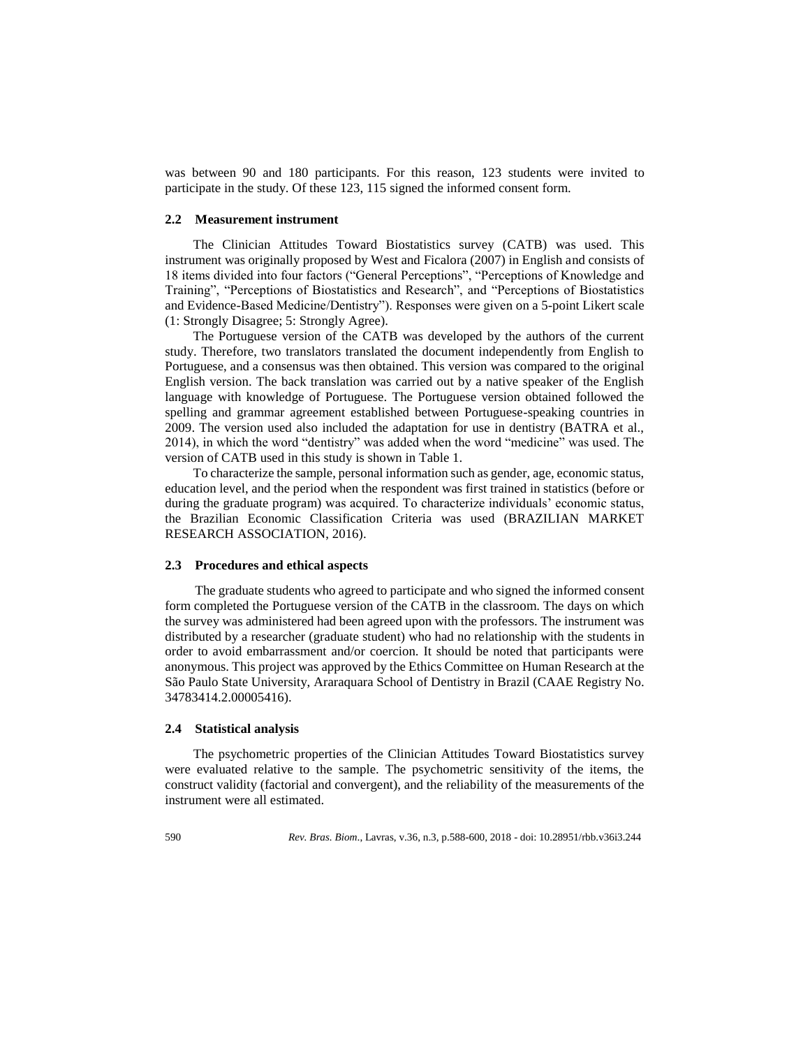was between 90 and 180 participants. For this reason, 123 students were invited to participate in the study. Of these 123, 115 signed the informed consent form.

### 2.2 Measurement instrument

The Clinician Attitudes Toward Biostatistics survey (CATB) was used. This instrument was originally proposed by West and Ficalora (2007) in English and consists of 18 items divided into four factors ("General Perceptions", "Perceptions of Knowledge and Training", "Perceptions of Biostatistics and Research", and "Perceptions of Biostatistics and Evidence-Based Medicine/Dentistry"). Responses were given on a 5-point Likert scale (1: Strongly Disagree; 5: Strongly Agree).

The Portuguese version of the CATB was developed by the authors of the current study. Therefore, two translators translated the document independently from English to Portuguese, and a consensus was then obtained. This version was compared to the original English version. The back translation was carried out by a native speaker of the English language with knowledge of Portuguese. The Portuguese version obtained followed the spelling and grammar agreement established between Portuguese-speaking countries in 2009. The version used also included the adaptation for use in dentistry (BATRA et al., 2014), in which the word "dentistry" was added when the word "medicine" was used. The version of CATB used in this study is shown in Table 1.

To characterize the sample, personal information such as gender, age, economic status, education level, and the period when the respondent was first trained in statistics (before or during the graduate program) was acquired. To characterize individuals' economic status, the Brazilian Economic Classification Criteria was used (BRAZILIAN MARKET RESEARCH ASSOCIATION, 2016).

### 2.3 Procedures and ethical aspects

The graduate students who agreed to participate and who signed the informed consent form completed the Portuguese version of the CATB in the classroom. The days on which the survey was administered had been agreed upon with the professors. The instrument was distributed by a researcher (graduate student) who had no relationship with the students in order to avoid embarrassment and/or coercion. It should be noted that participants were anonymous. This project was approved by the Ethics Committee on Human Research at the São Paulo State University, Araraquara School of Dentistry in Brazil (CAAE Registry No. 34783414.2.00005416).

### 2.4 Statistical analysis

The psychometric properties of the Clinician Attitudes Toward Biostatistics survey were evaluated relative to the sample. The psychometric sensitivity of the items, the construct validity (factorial and convergent), and the reliability of the measurements of the instrument were all estimated.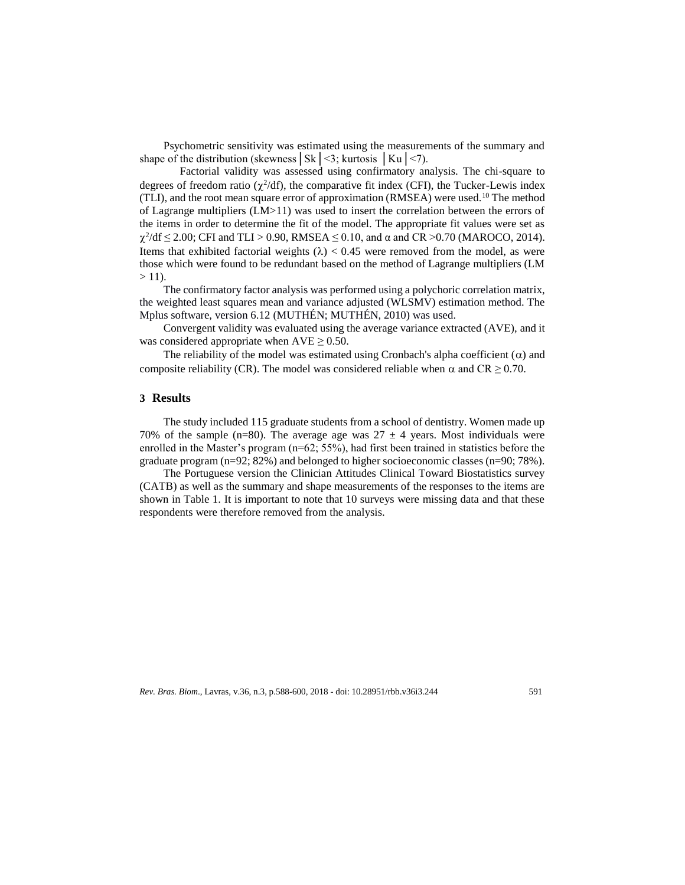Psychometric sensitivity was estimated using the measurements of the summary and shape of the distribution (skewness $|Sk| < 3$; kurtosis $|Ku| < 7$).

Factorial validity was assessed using confirmatory analysis. The chi-square to degrees of freedom ratio ($\chi^2/df$), the comparative fit index (CFI), the Tucker-Lewis index (TLI), and the root mean square error of approximation (RMSEA) were used.[10] The method of Lagrange multipliers (LM>11) was used to insert the correlation between the errors of the items in order to determine the fit of the model. The appropriate fit values were set as $\chi^2/df \leq 2.00$; CFI and TLI > 0.90, RMSEA $\leq$ 0.10, and $\alpha$ and CR >0.70 (MAROCO, 2014). Items that exhibited factorial weights ($\lambda$) < 0.45 were removed from the model, as were those which were found to be redundant based on the method of Lagrange multipliers (LM > 11).

The confirmatory factor analysis was performed using a polychoric correlation matrix, the weighted least squares mean and variance adjusted (WLSMV) estimation method. The Mplus software, version 6.12 (MUTHÉN; MUTHÉN, 2010) was used.

Convergent validity was evaluated using the average variance extracted (AVE), and it was considered appropriate when AVE $\geq$ 0.50.

The reliability of the model was estimated using Cronbach's alpha coefficient ($\alpha$) and composite reliability (CR). The model was considered reliable when $\alpha$ and CR $\geq$ 0.70.

## 3 Results

The study included 115 graduate students from a school of dentistry. Women made up 70% of the sample (n=80). The average age was $27 \pm 4$ years. Most individuals were enrolled in the Master's program (n=62; 55%), had first been trained in statistics before the graduate program (n=92; 82%) and belonged to higher socioeconomic classes (n=90; 78%).

The Portuguese version the Clinician Attitudes Clinical Toward Biostatistics survey (CATB) as well as the summary and shape measurements of the responses to the items are shown in Table 1. It is important to note that 10 surveys were missing data and that these respondents were therefore removed from the analysis.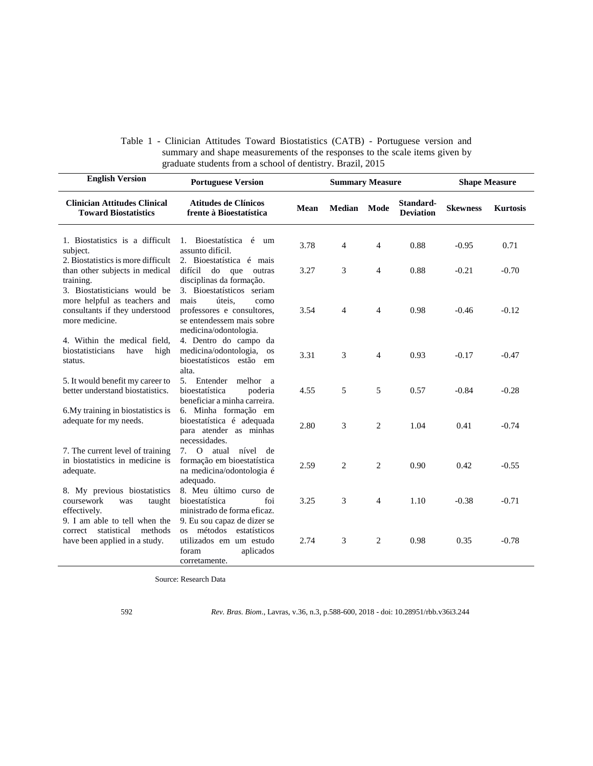Table 1 - Clinician Attitudes Toward Biostatistics (CATB) - Portuguese version and summary and shape measurements of the responses to the scale items given by graduate students from a school of dentistry. Brazil, 2015

| English Version | Portuguese Version | Summary Measure | | | | Shape Measure | |
|---|---|---|---|---|---|---|---|
| **Clinician Attitudes Clinical Toward Biostatistics** | **Atitudes de Clínicos frente à Bioestatística** | **Mean** | **Median** | **Mode** | **Standard-Deviation** | **Skewness** | **Kurtosis** |
| 1. Biostatistics is a difficult subject. | 1. Bioestatística é um assunto difícil. | 3.78 | 4 | 4 | 0.88 | -0.95 | 0.71 |
| 2. Biostatistics is more difficult than other subjects in medical training. | 2. Bioestatística é mais difícil do que outras disciplinas da formação. | 3.27 | 3 | 4 | 0.88 | -0.21 | -0.70 |
| 3. Biostatisticians would be more helpful as teachers and consultants if they understood more medicine. | 3. Bioestatísticos seriam mais úteis, como professores e consultores, se entendessem mais sobre medicina/odontologia. | 3.54 | 4 | 4 | 0.98 | -0.46 | -0.12 |
| 4. Within the medical field, biostatisticians have high status. | 4. Dentro do campo da medicina/odontologia, os bioestatísticos estão em alta. | 3.31 | 3 | 4 | 0.93 | -0.17 | -0.47 |
| 5. It would benefit my career to better understand biostatistics. | 5. Entender melhor a bioestatística poderia beneficiar a minha carreira. | 4.55 | 5 | 5 | 0.57 | -0.84 | -0.28 |
| 6.My training in biostatistics is adequate for my needs. | 6. Minha formação em bioestatística é adequada para atender as minhas necessidades. | 2.80 | 3 | 2 | 1.04 | 0.41 | -0.74 |
| 7. The current level of training in biostatistics in medicine is adequate. | 7. O atual nível de formação em bioestatística na medicina/odontologia é adequado. | 2.59 | 2 | 2 | 0.90 | 0.42 | -0.55 |
| 8. My previous biostatistics coursework was taught effectively. | 8. Meu último curso de bioestatística foi ministrado de forma eficaz. | 3.25 | 3 | 4 | 1.10 | -0.38 | -0.71 |
| 9. I am able to tell when the correct statistical methods have been applied in a study. | 9. Eu sou capaz de dizer se os métodos estatísticos utilizados em um estudo foram aplicados corretamente. | 2.74 | 3 | 2 | 0.98 | 0.35 | -0.78 |

Source: Research Data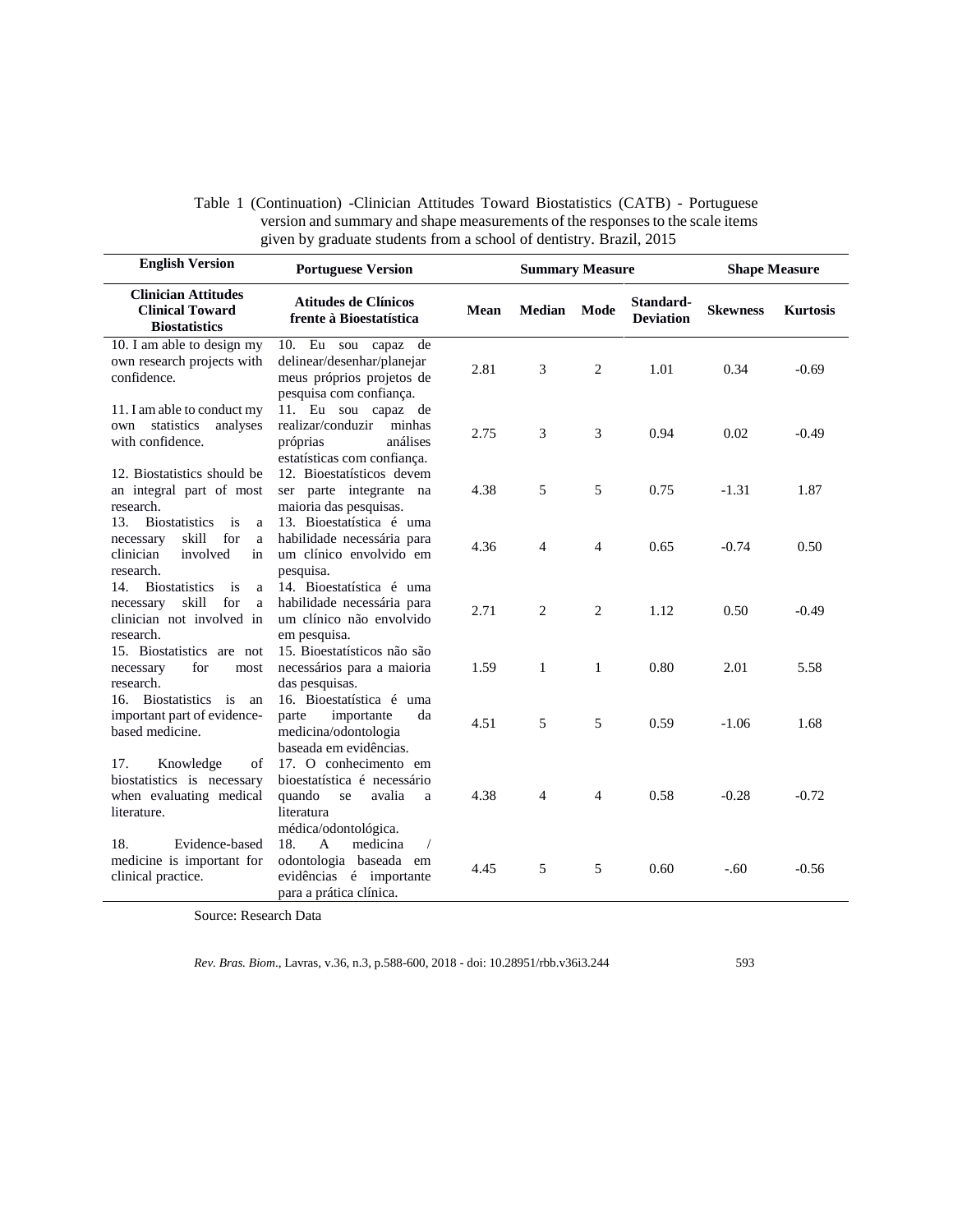Table 1 (Continuation) -Clinician Attitudes Toward Biostatistics (CATB) - Portuguese version and summary and shape measurements of the responses to the scale items given by graduate students from a school of dentistry. Brazil, 2015

| English Version | Portuguese Version | Summary Measure | | | | Shape Measure | |
|---|---|---|---|---|---|---|---|
| **Clinician Attitudes Clinical Toward Biostatistics** | **Atitudes de Clínicos frente à Bioestatística** | **Mean** | **Median** | **Mode** | **Standard-Deviation** | **Skewness** | **Kurtosis** |
| 10. I am able to design my own research projects with confidence. | 10. Eu sou capaz de delinear/desenhar/planejar meus próprios projetos de pesquisa com confiança. | 2.81 | 3 | 2 | 1.01 | 0.34 | -0.69 |
| 11. I am able to conduct my own statistics analyses with confidence. | 11. Eu sou capaz de realizar/conduzir minhas próprias análises estatísticas com confiança. | 2.75 | 3 | 3 | 0.94 | 0.02 | -0.49 |
| 12. Biostatistics should be an integral part of most research. | 12. Bioestatísticos devem ser parte integrante na maioria das pesquisas. | 4.38 | 5 | 5 | 0.75 | -1.31 | 1.87 |
| 13. Biostatistics is a necessary skill for a clinician involved in research. | 13. Bioestatística é uma habilidade necessária para um clínico envolvido em pesquisa. | 4.36 | 4 | 4 | 0.65 | -0.74 | 0.50 |
| 14. Biostatistics is a necessary skill for a clinician not involved in research. | 14. Bioestatística é uma habilidade necessária para um clínico não envolvido em pesquisa. | 2.71 | 2 | 2 | 1.12 | 0.50 | -0.49 |
| 15. Biostatistics are not necessary for most research. | 15. Bioestatísticos não são necessários para a maioria das pesquisas. | 1.59 | 1 | 1 | 0.80 | 2.01 | 5.58 |
| 16. Biostatistics is an important part of evidence-based medicine. | 16. Bioestatística é uma parte importante da medicina/odontologia baseada em evidências. | 4.51 | 5 | 5 | 0.59 | -1.06 | 1.68 |
| 17. Knowledge of biostatistics is necessary when evaluating medical literature. | 17. O conhecimento em bioestatística é necessário quando se avalia a literatura médica/odontológica. | 4.38 | 4 | 4 | 0.58 | -0.28 | -0.72 |
| 18. Evidence-based medicine is important for clinical practice. | 18. A medicina / odontologia baseada em evidências é importante para a prática clínica. | 4.45 | 5 | 5 | 0.60 | -.60 | -0.56 |

Source: Research Data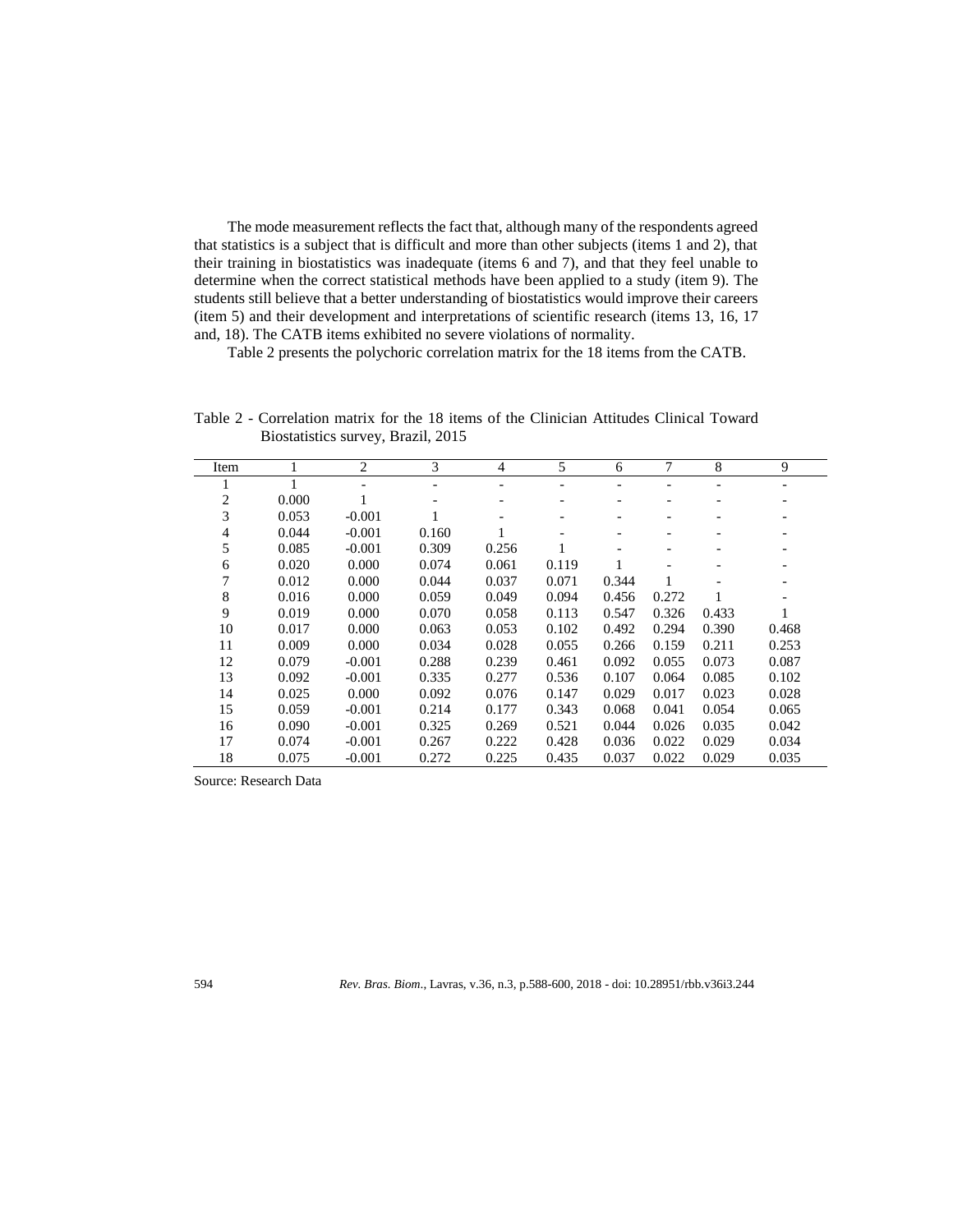The mode measurement reflects the fact that, although many of the respondents agreed that statistics is a subject that is difficult and more than other subjects (items 1 and 2), that their training in biostatistics was inadequate (items 6 and 7), and that they feel unable to determine when the correct statistical methods have been applied to a study (item 9). The students still believe that a better understanding of biostatistics would improve their careers (item 5) and their development and interpretations of scientific research (items 13, 16, 17 and, 18). The CATB items exhibited no severe violations of normality.

Table 2 presents the polychoric correlation matrix for the 18 items from the CATB.

Table 2 - Correlation matrix for the 18 items of the Clinician Attitudes Clinical Toward Biostatistics survey, Brazil, 2015

| Item | 1 | 2 | 3 | 4 | 5 | 6 | 7 | 8 | 9 |
|---|---|---|---|---|---|---|---|---|---|
| 1 | 1 | - | - | - | - | - | - | - | - |
| 2 | 0.000 | 1 | - | - | - | - | - | - | - |
| 3 | 0.053 | -0.001 | 1 | - | - | - | - | - | - |
| 4 | 0.044 | -0.001 | 0.160 | 1 | - | - | - | - | - |
| 5 | 0.085 | -0.001 | 0.309 | 0.256 | 1 | - | - | - | - |
| 6 | 0.020 | 0.000 | 0.074 | 0.061 | 0.119 | 1 | - | - | - |
| 7 | 0.012 | 0.000 | 0.044 | 0.037 | 0.071 | 0.344 | 1 | - | - |
| 8 | 0.016 | 0.000 | 0.059 | 0.049 | 0.094 | 0.456 | 0.272 | 1 | - |
| 9 | 0.019 | 0.000 | 0.070 | 0.058 | 0.113 | 0.547 | 0.326 | 0.433 | 1 |
| 10 | 0.017 | 0.000 | 0.063 | 0.053 | 0.102 | 0.492 | 0.294 | 0.390 | 0.468 |
| 11 | 0.009 | 0.000 | 0.034 | 0.028 | 0.055 | 0.266 | 0.159 | 0.211 | 0.253 |
| 12 | 0.079 | -0.001 | 0.288 | 0.239 | 0.461 | 0.092 | 0.055 | 0.073 | 0.087 |
| 13 | 0.092 | -0.001 | 0.335 | 0.277 | 0.536 | 0.107 | 0.064 | 0.085 | 0.102 |
| 14 | 0.025 | 0.000 | 0.092 | 0.076 | 0.147 | 0.029 | 0.017 | 0.023 | 0.028 |
| 15 | 0.059 | -0.001 | 0.214 | 0.177 | 0.343 | 0.068 | 0.041 | 0.054 | 0.065 |
| 16 | 0.090 | -0.001 | 0.325 | 0.269 | 0.521 | 0.044 | 0.026 | 0.035 | 0.042 |
| 17 | 0.074 | -0.001 | 0.267 | 0.222 | 0.428 | 0.036 | 0.022 | 0.029 | 0.034 |
| 18 | 0.075 | -0.001 | 0.272 | 0.225 | 0.435 | 0.037 | 0.022 | 0.029 | 0.035 |

Source: Research Data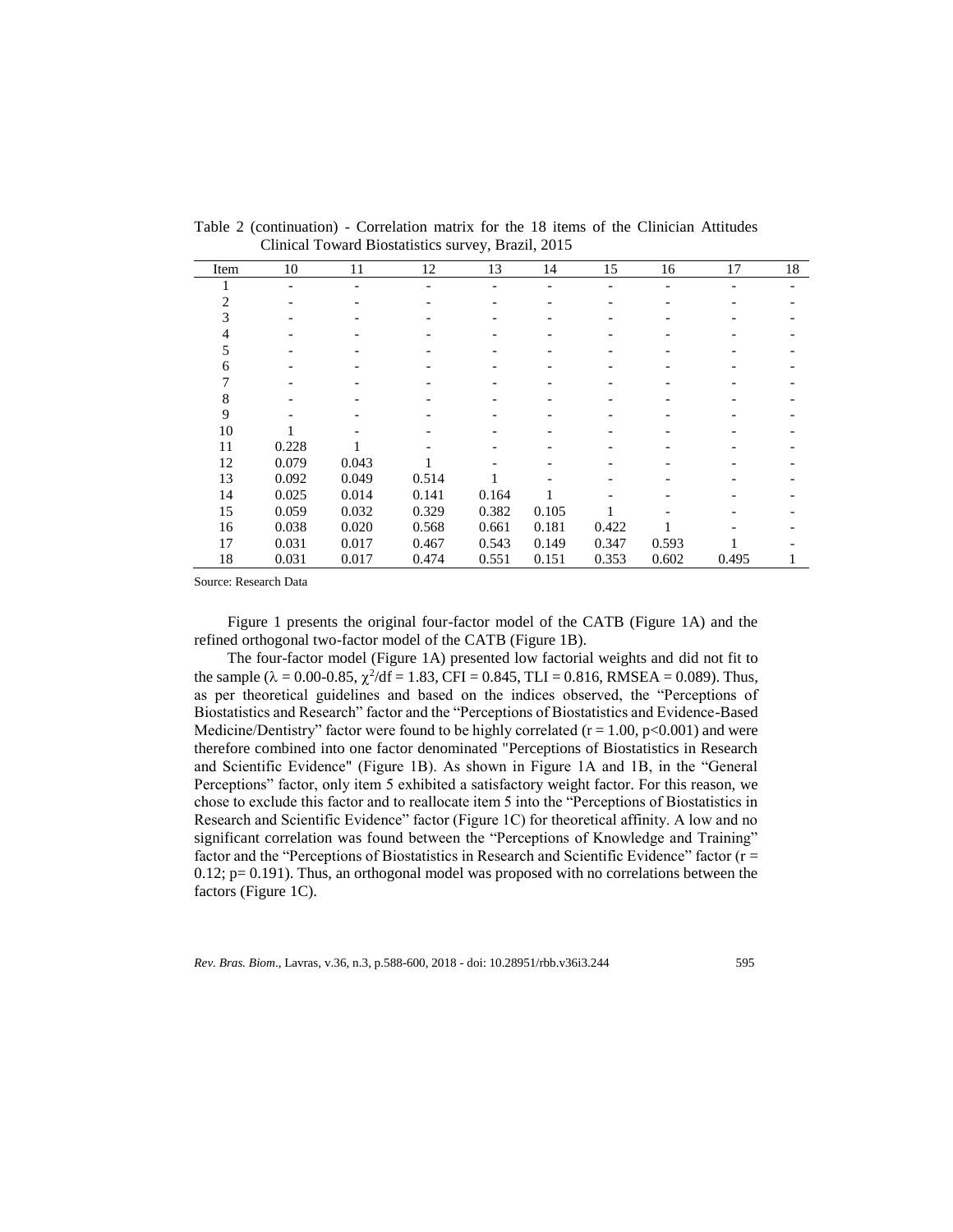Table 2 (continuation) - Correlation matrix for the 18 items of the Clinician Attitudes Clinical Toward Biostatistics survey, Brazil, 2015

| Item | 10 | 11 | 12 | 13 | 14 | 15 | 16 | 17 | 18 |
|---|---|---|---|---|---|---|---|---|---|
| 1 | - | - | - | - | - | - | - | - | - |
| 2 | - | - | - | - | - | - | - | - | - |
| 3 | - | - | - | - | - | - | - | - | - |
| 4 | - | - | - | - | - | - | - | - | - |
| 5 | - | - | - | - | - | - | - | - | - |
| 6 | - | - | - | - | - | - | - | - | - |
| 7 | - | - | - | - | - | - | - | - | - |
| 8 | - | - | - | - | - | - | - | - | - |
| 9 | - | - | - | - | - | - | - | - | - |
| 10 | 1 | - | - | - | - | - | - | - | - |
| 11 | 0.228 | 1 | - | - | - | - | - | - | - |
| 12 | 0.079 | 0.043 | 1 | - | - | - | - | - | - |
| 13 | 0.092 | 0.049 | 0.514 | 1 | - | - | - | - | - |
| 14 | 0.025 | 0.014 | 0.141 | 0.164 | 1 | - | - | - | - |
| 15 | 0.059 | 0.032 | 0.329 | 0.382 | 0.105 | 1 | - | - | - |
| 16 | 0.038 | 0.020 | 0.568 | 0.661 | 0.181 | 0.422 | 1 | - | - |
| 17 | 0.031 | 0.017 | 0.467 | 0.543 | 0.149 | 0.347 | 0.593 | 1 | - |
| 18 | 0.031 | 0.017 | 0.474 | 0.551 | 0.151 | 0.353 | 0.602 | 0.495 | 1 |

Source: Research Data

Figure 1 presents the original four-factor model of the CATB (Figure 1A) and the refined orthogonal two-factor model of the CATB (Figure 1B).

The four-factor model (Figure 1A) presented low factorial weights and did not fit to the sample ($\lambda = 0.00$-$0.85$, $\chi^2/df = 1.83$, CFI = 0.845, TLI = 0.816, RMSEA = 0.089). Thus, as per theoretical guidelines and based on the indices observed, the "Perceptions of Biostatistics and Research" factor and the "Perceptions of Biostatistics and Evidence-Based Medicine/Dentistry" factor were found to be highly correlated ($r = 1.00$, $p<0.001$) and were therefore combined into one factor denominated "Perceptions of Biostatistics in Research and Scientific Evidence" (Figure 1B). As shown in Figure 1A and 1B, in the "General Perceptions" factor, only item 5 exhibited a satisfactory weight factor. For this reason, we chose to exclude this factor and to reallocate item 5 into the "Perceptions of Biostatistics in Research and Scientific Evidence" factor (Figure 1C) for theoretical affinity. A low and no significant correlation was found between the "Perceptions of Knowledge and Training" factor and the "Perceptions of Biostatistics in Research and Scientific Evidence" factor ($r = 0.12$; $p= 0.191$). Thus, an orthogonal model was proposed with no correlations between the factors (Figure 1C).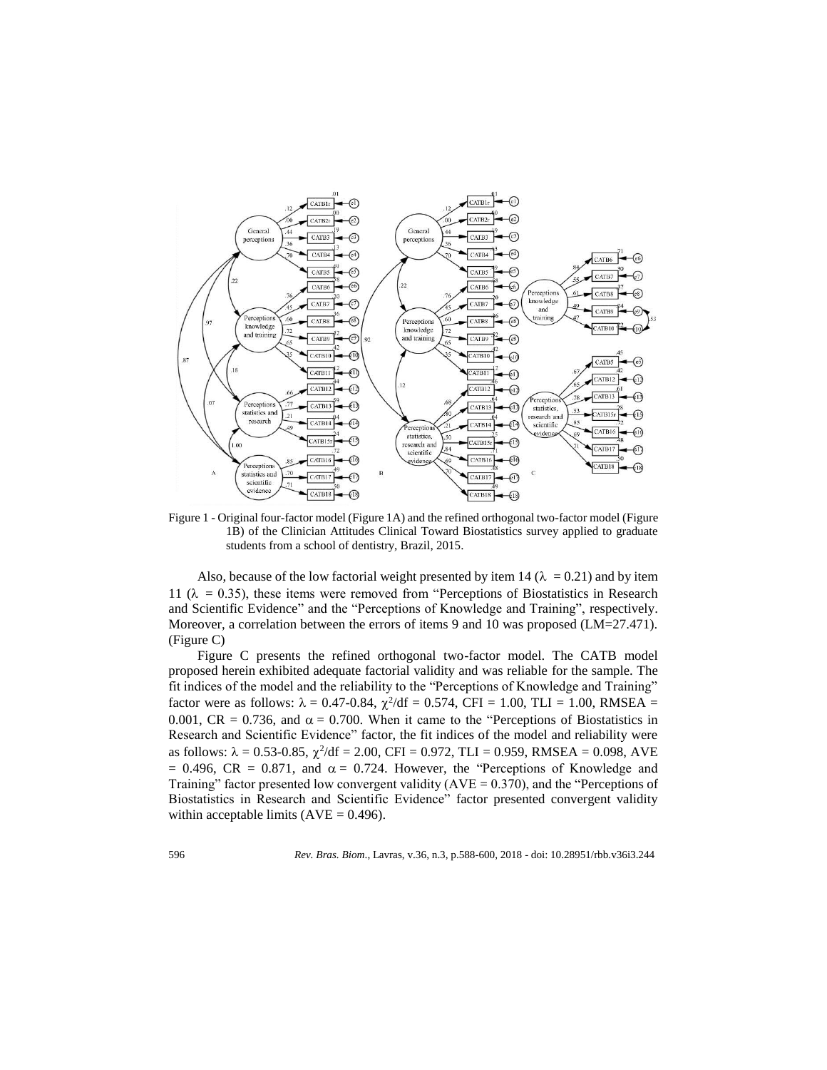Figure 1 - Original four-factor model (Figure 1A) and the refined orthogonal two-factor model (Figure 1B) of the Clinician Attitudes Clinical Toward Biostatistics survey applied to graduate students from a school of dentistry, Brazil, 2015.

Also, because of the low factorial weight presented by item 14 ($\lambda = 0.21$) and by item 11 ($\lambda = 0.35$), these items were removed from "Perceptions of Biostatistics in Research and Scientific Evidence" and the "Perceptions of Knowledge and Training", respectively. Moreover, a correlation between the errors of items 9 and 10 was proposed (LM=27.471). (Figure C)

Figure C presents the refined orthogonal two-factor model. The CATB model proposed herein exhibited adequate factorial validity and was reliable for the sample. The fit indices of the model and the reliability to the "Perceptions of Knowledge and Training" factor were as follows: $\lambda = 0.47\text{-}0.84$, $\chi^2/df = 0.574$, CFI = 1.00, TLI = 1.00, RMSEA = 0.001, CR = 0.736, and $\alpha = 0.700$. When it came to the "Perceptions of Biostatistics in Research and Scientific Evidence" factor, the fit indices of the model and reliability were as follows: $\lambda = 0.53\text{-}0.85$, $\chi^2/df = 2.00$, CFI = 0.972, TLI = 0.959, RMSEA = 0.098, AVE = 0.496, CR = 0.871, and $\alpha = 0.724$. However, the "Perceptions of Knowledge and Training" factor presented low convergent validity (AVE = 0.370), and the "Perceptions of Biostatistics in Research and Scientific Evidence" factor presented convergent validity within acceptable limits (AVE = 0.496).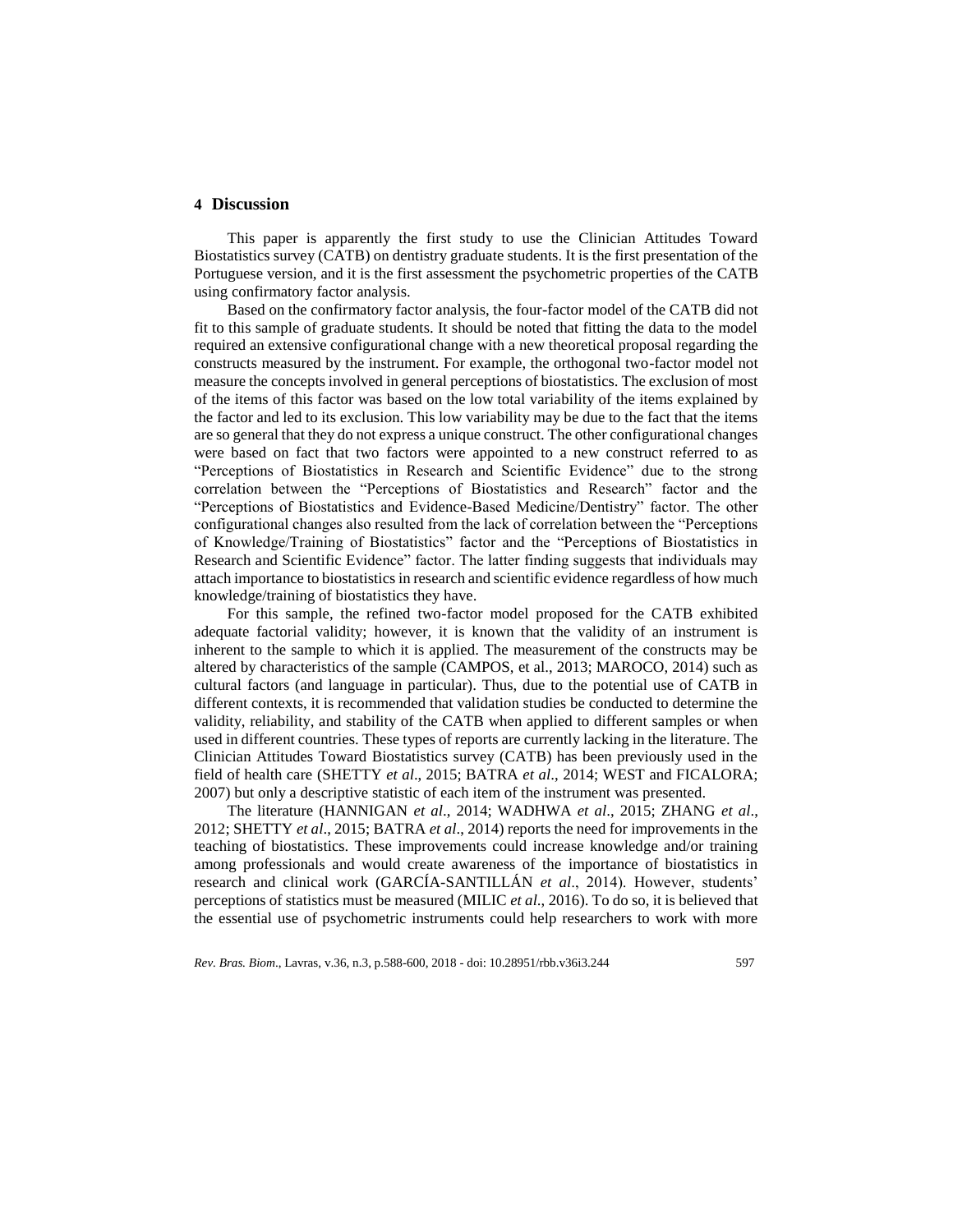## 4 Discussion

This paper is apparently the first study to use the Clinician Attitudes Toward Biostatistics survey (CATB) on dentistry graduate students. It is the first presentation of the Portuguese version, and it is the first assessment the psychometric properties of the CATB using confirmatory factor analysis.

Based on the confirmatory factor analysis, the four-factor model of the CATB did not fit to this sample of graduate students. It should be noted that fitting the data to the model required an extensive configurational change with a new theoretical proposal regarding the constructs measured by the instrument. For example, the orthogonal two-factor model not measure the concepts involved in general perceptions of biostatistics. The exclusion of most of the items of this factor was based on the low total variability of the items explained by the factor and led to its exclusion. This low variability may be due to the fact that the items are so general that they do not express a unique construct. The other configurational changes were based on fact that two factors were appointed to a new construct referred to as "Perceptions of Biostatistics in Research and Scientific Evidence" due to the strong correlation between the "Perceptions of Biostatistics and Research" factor and the "Perceptions of Biostatistics and Evidence-Based Medicine/Dentistry" factor. The other configurational changes also resulted from the lack of correlation between the "Perceptions of Knowledge/Training of Biostatistics" factor and the "Perceptions of Biostatistics in Research and Scientific Evidence" factor. The latter finding suggests that individuals may attach importance to biostatistics in research and scientific evidence regardless of how much knowledge/training of biostatistics they have.

For this sample, the refined two-factor model proposed for the CATB exhibited adequate factorial validity; however, it is known that the validity of an instrument is inherent to the sample to which it is applied. The measurement of the constructs may be altered by characteristics of the sample (CAMPOS, et al., 2013; MAROCO, 2014) such as cultural factors (and language in particular). Thus, due to the potential use of CATB in different contexts, it is recommended that validation studies be conducted to determine the validity, reliability, and stability of the CATB when applied to different samples or when used in different countries. These types of reports are currently lacking in the literature. The Clinician Attitudes Toward Biostatistics survey (CATB) has been previously used in the field of health care (SHETTY *et al*., 2015; BATRA *et al*., 2014; WEST and FICALORA; 2007) but only a descriptive statistic of each item of the instrument was presented.

The literature (HANNIGAN *et al*., 2014; WADHWA *et al*., 2015; ZHANG *et al*., 2012; SHETTY *et al*., 2015; BATRA *et al*., 2014) reports the need for improvements in the teaching of biostatistics. These improvements could increase knowledge and/or training among professionals and would create awareness of the importance of biostatistics in research and clinical work (GARCÍA-SANTILLÁN *et al*., 2014). However, students' perceptions of statistics must be measured (MILIC *et al*., 2016). To do so, it is believed that the essential use of psychometric instruments could help researchers to work with more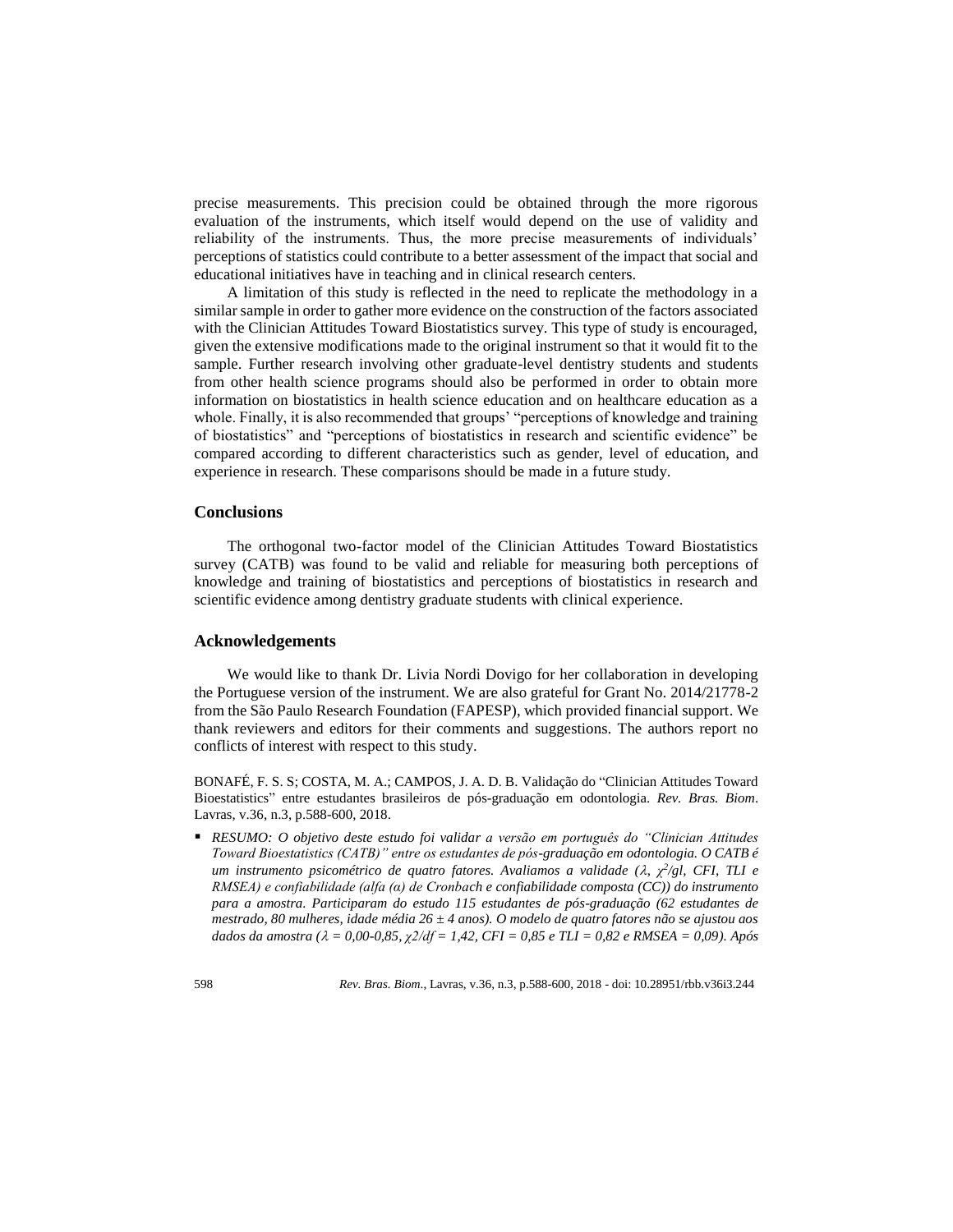precise measurements. This precision could be obtained through the more rigorous evaluation of the instruments, which itself would depend on the use of validity and reliability of the instruments. Thus, the more precise measurements of individuals' perceptions of statistics could contribute to a better assessment of the impact that social and educational initiatives have in teaching and in clinical research centers.

A limitation of this study is reflected in the need to replicate the methodology in a similar sample in order to gather more evidence on the construction of the factors associated with the Clinician Attitudes Toward Biostatistics survey. This type of study is encouraged, given the extensive modifications made to the original instrument so that it would fit to the sample. Further research involving other graduate-level dentistry students and students from other health science programs should also be performed in order to obtain more information on biostatistics in health science education and on healthcare education as a whole. Finally, it is also recommended that groups' "perceptions of knowledge and training of biostatistics" and "perceptions of biostatistics in research and scientific evidence" be compared according to different characteristics such as gender, level of education, and experience in research. These comparisons should be made in a future study.

## Conclusions

The orthogonal two-factor model of the Clinician Attitudes Toward Biostatistics survey (CATB) was found to be valid and reliable for measuring both perceptions of knowledge and training of biostatistics and perceptions of biostatistics in research and scientific evidence among dentistry graduate students with clinical experience.

## Acknowledgements

We would like to thank Dr. Livia Nordi Dovigo for her collaboration in developing the Portuguese version of the instrument. We are also grateful for Grant No. 2014/21778-2 from the São Paulo Research Foundation (FAPESP), which provided financial support. We thank reviewers and editors for their comments and suggestions. The authors report no conflicts of interest with respect to this study.

BONAFÉ, F. S. S; COSTA, M. A.; CAMPOS, J. A. D. B. Validação do "Clinician Attitudes Toward Bioestatistics" entre estudantes brasileiros de pós-graduação em odontologia. *Rev. Bras. Biom*. Lavras, v.36, n.3, p.588-600, 2018.

- *RESUMO: O objetivo deste estudo foi validar a versão em português do "Clinician Attitudes Toward Bioestatistics (CATB)" entre os estudantes de pós-graduação em odontologia. O CATB é um instrumento psicométrico de quatro fatores. Avaliamos a validade ($\lambda$, $\chi^2/gl$, CFI, TLI e RMSEA) e confiabilidade (alfa (α) de Cronbach e confiabilidade composta (CC)) do instrumento para a amostra. Participaram do estudo 115 estudantes de pós-graduação (62 estudantes de mestrado, 80 mulheres, idade média 26 ± 4 anos). O modelo de quatro fatores não se ajustou aos dados da amostra ($\lambda$ = 0,00-0,85, $\chi^2/df$ = 1,42, CFI = 0,85 e TLI = 0,82 e RMSEA = 0,09). Após*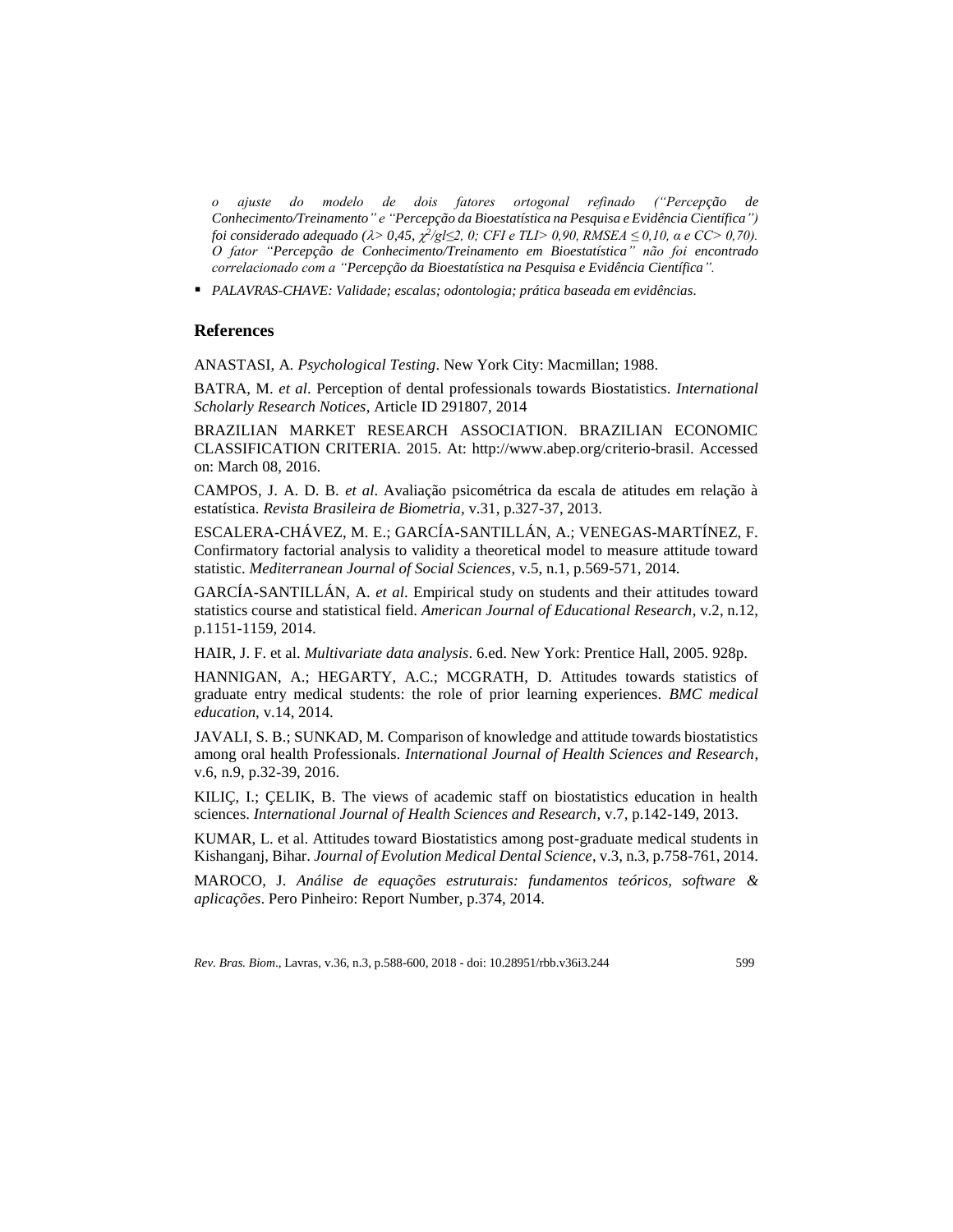*o ajuste do modelo de dois fatores ortogonal refinado ("Percepção de Conhecimento/Treinamento" e "Percepção da Bioestatística na Pesquisa e Evidência Científica") foi considerado adequado ($\lambda > 0{,}45$, $\chi^2/gl \leq 2{,}0$; CFI e TLI> 0,90, RMSEA ≤ 0,10, α e CC> 0,70). O fator "Percepção de Conhecimento/Treinamento em Bioestatística" não foi encontrado correlacionado com a "Percepção da Bioestatística na Pesquisa e Evidência Científica".*

- *PALAVRAS-CHAVE: Validade; escalas; odontologia; prática baseada em evidências.*

## References

ANASTASI, A. *Psychological Testing*. New York City: Macmillan; 1988.

BATRA, M. *et al*. Perception of dental professionals towards Biostatistics. *International Scholarly Research Notices*, Article ID 291807, 2014

BRAZILIAN MARKET RESEARCH ASSOCIATION. BRAZILIAN ECONOMIC CLASSIFICATION CRITERIA. 2015. At: http://www.abep.org/criterio-brasil. Accessed on: March 08, 2016.

CAMPOS, J. A. D. B. *et al*. Avaliação psicométrica da escala de atitudes em relação à estatística. *Revista Brasileira de Biometria*, v.31, p.327-37, 2013.

ESCALERA-CHÁVEZ, M. E.; GARCÍA-SANTILLÁN, A.; VENEGAS-MARTÍNEZ, F. Confirmatory factorial analysis to validity a theoretical model to measure attitude toward statistic. *Mediterranean Journal of Social Sciences*, v.5, n.1, p.569-571, 2014.

GARCÍA-SANTILLÁN, A. *et al*. Empirical study on students and their attitudes toward statistics course and statistical field. *American Journal of Educational Research*, v.2, n.12, p.1151-1159, 2014.

HAIR, J. F. et al. *Multivariate data analysis*. 6.ed. New York: Prentice Hall, 2005. 928p.

HANNIGAN, A.; HEGARTY, A.C.; MCGRATH, D. Attitudes towards statistics of graduate entry medical students: the role of prior learning experiences. *BMC medical education*, v.14, 2014.

JAVALI, S. B.; SUNKAD, M. Comparison of knowledge and attitude towards biostatistics among oral health Professionals. *International Journal of Health Sciences and Research*, v.6, n.9, p.32-39, 2016.

KILIÇ, I.; ÇELIK, B. The views of academic staff on biostatistics education in health sciences. *International Journal of Health Sciences and Research*, v.7, p.142-149, 2013.

KUMAR, L. et al. Attitudes toward Biostatistics among post-graduate medical students in Kishanganj, Bihar. *Journal of Evolution Medical Dental Science*, v.3, n.3, p.758-761, 2014.

MAROCO, J. *Análise de equações estruturais: fundamentos teóricos, software & aplicações*. Pero Pinheiro: Report Number, p.374, 2014.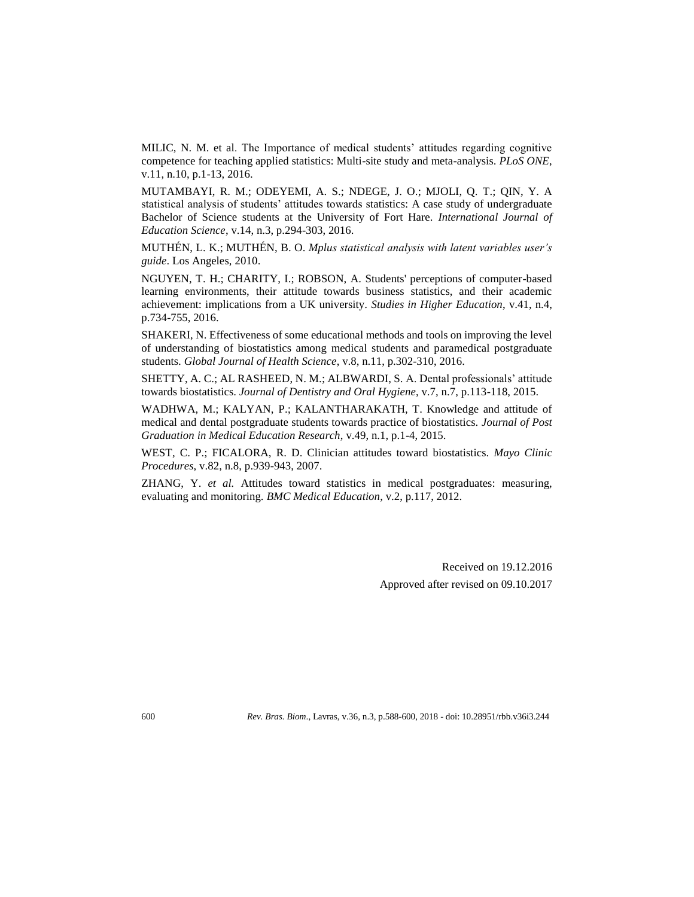MILIC, N. M. et al. The Importance of medical students' attitudes regarding cognitive competence for teaching applied statistics: Multi-site study and meta-analysis. *PLoS ONE*, v.11, n.10, p.1-13, 2016.

MUTAMBAYI, R. M.; ODEYEMI, A. S.; NDEGE, J. O.; MJOLI, Q. T.; QIN, Y. A statistical analysis of students' attitudes towards statistics: A case study of undergraduate Bachelor of Science students at the University of Fort Hare. *International Journal of Education Science*, v.14, n.3, p.294-303, 2016.

MUTHÉN, L. K.; MUTHÉN, B. O. *Mplus statistical analysis with latent variables user's guide*. Los Angeles, 2010.

NGUYEN, T. H.; CHARITY, I.; ROBSON, A. Students' perceptions of computer-based learning environments, their attitude towards business statistics, and their academic achievement: implications from a UK university. *Studies in Higher Education*, v.41, n.4, p.734-755, 2016.

SHAKERI, N. Effectiveness of some educational methods and tools on improving the level of understanding of biostatistics among medical students and paramedical postgraduate students. *Global Journal of Health Science*, v.8, n.11, p.302-310, 2016.

SHETTY, A. C.; AL RASHEED, N. M.; ALBWARDI, S. A. Dental professionals' attitude towards biostatistics. *Journal of Dentistry and Oral Hygiene*, v.7, n.7, p.113-118, 2015.

WADHWA, M.; KALYAN, P.; KALANTHARAKATH, T. Knowledge and attitude of medical and dental postgraduate students towards practice of biostatistics. *Journal of Post Graduation in Medical Education Research*, v.49, n.1, p.1-4, 2015.

WEST, C. P.; FICALORA, R. D. Clinician attitudes toward biostatistics. *Mayo Clinic Procedures*, v.82, n.8, p.939-943, 2007.

ZHANG, Y. *et al.* Attitudes toward statistics in medical postgraduates: measuring, evaluating and monitoring. *BMC Medical Education*, v.2, p.117, 2012.

Received on 19.12.2016

Approved after revised on 09.10.2017